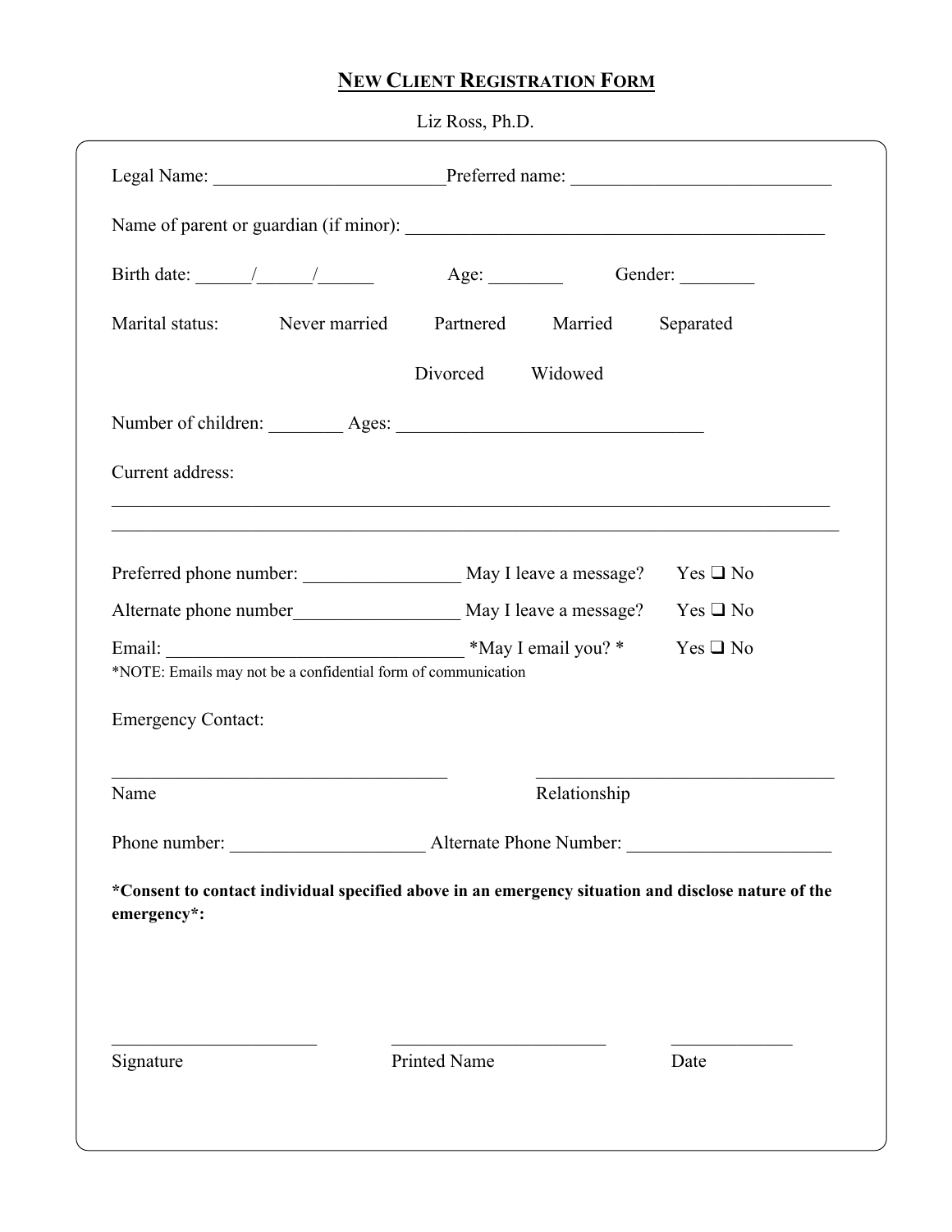# NEW CLIENT REGISTRATION FORM

Liz Ross, Ph.D.

Legal Name: _________________________ Preferred name: ____________________________

Name of parent or guardian (if minor): ______________________________________________

Birth date: ______/______/______ Age: ________ Gender: ________

Marital status: Never married Partnered Married Separated

Divorced Widowed

Number of children: ________ Ages: _________________________________

Current address:

_____________________________________________________________________________

_____________________________________________________________________________

Preferred phone number: _________________ May I leave a message? Yes ❑ No

Alternate phone number_________________ May I leave a message? Yes ❑ No

Email: ________________________________ *May I email you? * Yes ❑ No

*NOTE: Emails may not be a confidential form of communication

Emergency Contact:

_____________________________________ _________________________________

Name Relationship

Phone number: _____________________ Alternate Phone Number: _____________________

**\*Consent to contact individual specified above in an emergency situation and disclose nature of the emergency\*:**

_______________________ _______________________ _____________

Signature Printed Name Date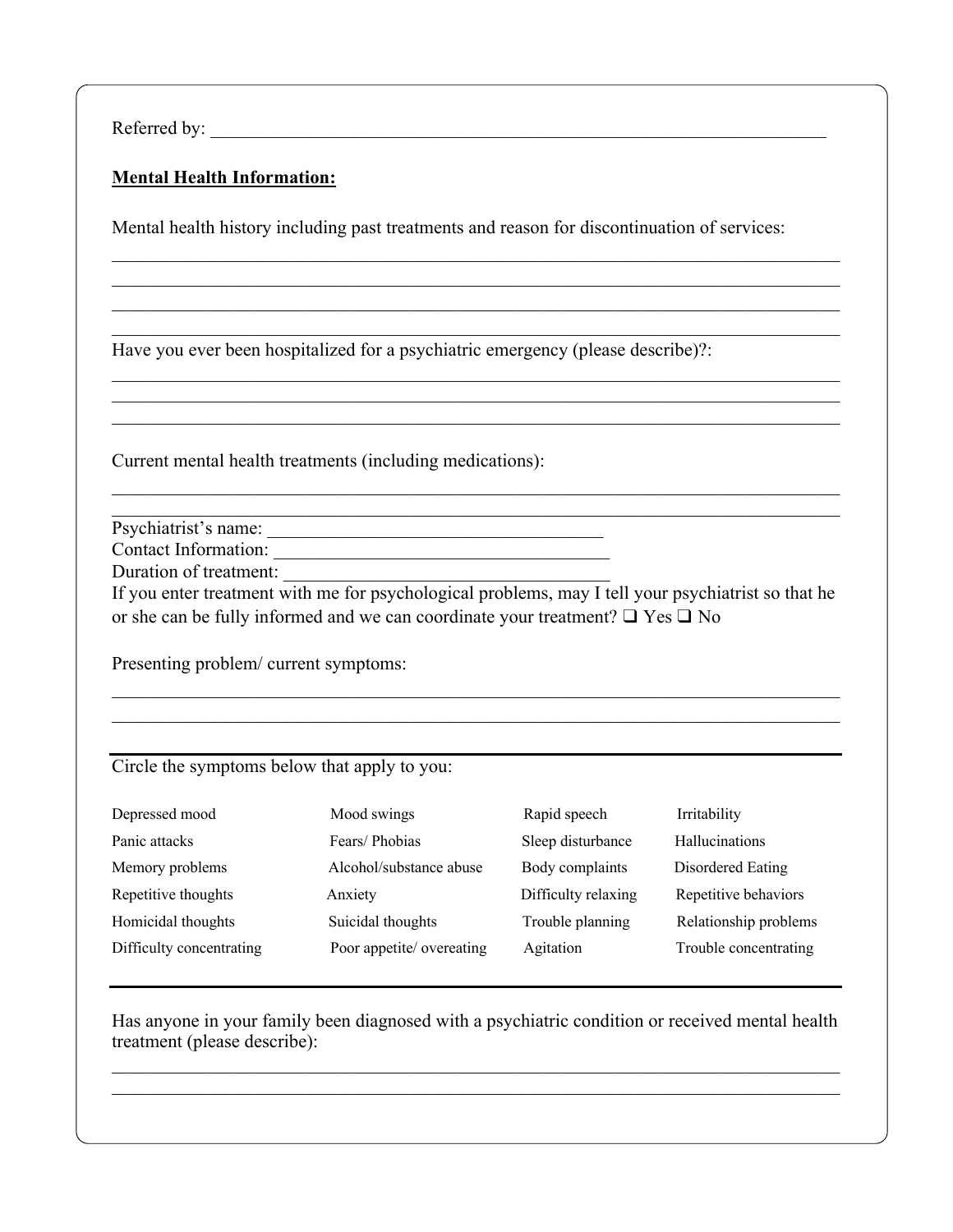Referred by: ___________________________________________________________________

**Mental Health Information:**

Mental health history including past treatments and reason for discontinuation of services:

_______________________________________________________________________________
_______________________________________________________________________________
_______________________________________________________________________________
_______________________________________________________________________________

Have you ever been hospitalized for a psychiatric emergency (please describe)?:

_______________________________________________________________________________
_______________________________________________________________________________
_______________________________________________________________________________

Current mental health treatments (including medications):

_______________________________________________________________________________
_______________________________________________________________________________

Psychiatrist's name: ___________________________________
Contact Information: ___________________________________
Duration of treatment: _________________________________
If you enter treatment with me for psychological problems, may I tell your psychiatrist so that he or she can be fully informed and we can coordinate your treatment? ❑ Yes ❑ No

Presenting problem/ current symptoms:

_______________________________________________________________________________
_______________________________________________________________________________

Circle the symptoms below that apply to you:

| | | | |
|---|---|---|---|
| Depressed mood | Mood swings | Rapid speech | Irritability |
| Panic attacks | Fears/ Phobias | Sleep disturbance | Hallucinations |
| Memory problems | Alcohol/substance abuse | Body complaints | Disordered Eating |
| Repetitive thoughts | Anxiety | Difficulty relaxing | Repetitive behaviors |
| Homicidal thoughts | Suicidal thoughts | Trouble planning | Relationship problems |
| Difficulty concentrating | Poor appetite/ overeating | Agitation | Trouble concentrating |

Has anyone in your family been diagnosed with a psychiatric condition or received mental health treatment (please describe):

_______________________________________________________________________________
_______________________________________________________________________________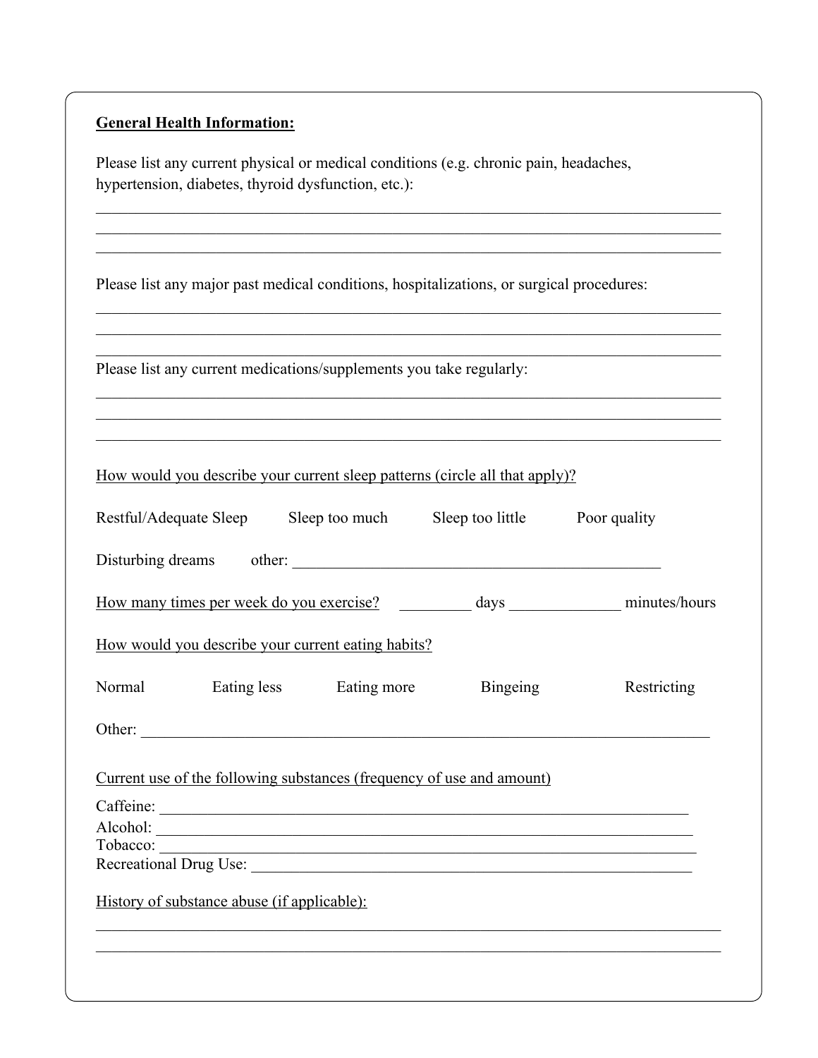**General Health Information:**

Please list any current physical or medical conditions (e.g. chronic pain, headaches, hypertension, diabetes, thyroid dysfunction, etc.):

________________________________________________________________________________
________________________________________________________________________________
________________________________________________________________________________

Please list any major past medical conditions, hospitalizations, or surgical procedures:

________________________________________________________________________________
________________________________________________________________________________
________________________________________________________________________________

Please list any current medications/supplements you take regularly:

________________________________________________________________________________
________________________________________________________________________________
________________________________________________________________________________

How would you describe your current sleep patterns (circle all that apply)?

Restful/Adequate Sleep    Sleep too much    Sleep too little    Poor quality

Disturbing dreams    other: ____________________________________________

How many times per week do you exercise? _________ days ______________ minutes/hours

How would you describe your current eating habits?

Normal    Eating less    Eating more    Bingeing    Restricting

Other: ________________________________________________________________________

Current use of the following substances (frequency of use and amount)

Caffeine: _______________________________________________________________
Alcohol: ________________________________________________________________
Tobacco: ________________________________________________________________
Recreational Drug Use: ____________________________________________________

History of substance abuse (if applicable):

________________________________________________________________________________
________________________________________________________________________________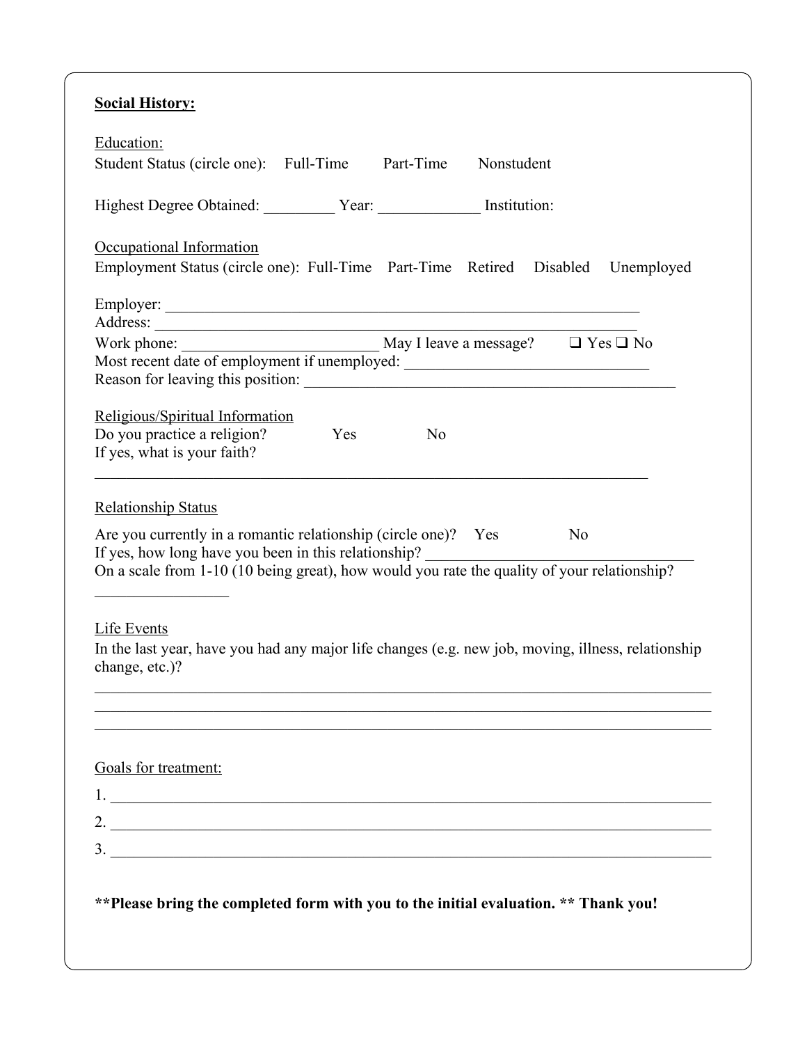**Social History:**

Education:

Student Status (circle one): Full-Time Part-Time Nonstudent

Highest Degree Obtained: _________ Year: _____________ Institution:

Occupational Information

Employment Status (circle one): Full-Time Part-Time Retired Disabled Unemployed

Employer: _______________________________________________________________

Address: ________________________________________________________________

Work phone: _________________________ May I leave a message? ❑ Yes ❑ No

Most recent date of employment if unemployed: _______________________________

Reason for leaving this position: _______________________________________________

Religious/Spiritual Information

Do you practice a religion? Yes No

If yes, what is your faith?

________________________________________________________________________

Relationship Status

Are you currently in a romantic relationship (circle one)? Yes No

If yes, how long have you been in this relationship? __________________________________

On a scale from 1-10 (10 being great), how would you rate the quality of your relationship?

________________

Life Events

In the last year, have you had any major life changes (e.g. new job, moving, illness, relationship change, etc.)?

________________________________________________________________________________

________________________________________________________________________________

________________________________________________________________________________

Goals for treatment:

1. ______________________________________________________________________________

2. ______________________________________________________________________________

3. ______________________________________________________________________________

**Please bring the completed form with you to the initial evaluation. ** Thank you!**